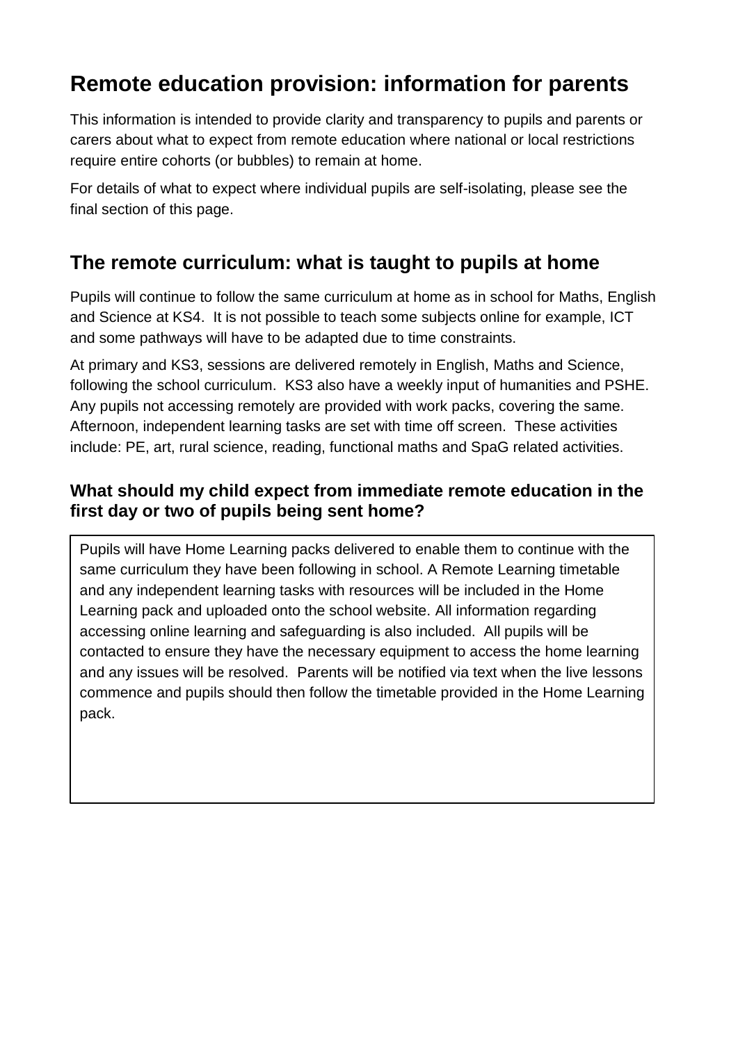# Remote education provision: information for parents

This information is intended to provide clarity and transparency to pupils and parents or carers about what to expect from remote education where national or local restrictions require entire cohorts (or bubbles) to remain at home.

For details of what to expect where individual pupils are self-isolating, please see the final section of this page.

## The remote curriculum: what is taught to pupils at home

Pupils will continue to follow the same curriculum at home as in school for Maths, English and Science at KS4. It is not possible to teach some subjects online for example, ICT and some pathways will have to be adapted due to time constraints.

At primary and KS3, sessions are delivered remotely in English, Maths and Science, following the school curriculum. KS3 also have a weekly input of humanities and PSHE. Any pupils not accessing remotely are provided with work packs, covering the same. Afternoon, independent learning tasks are set with time off screen. These activities include: PE, art, rural science, reading, functional maths and SpaG related activities.

### What should my child expect from immediate remote education in the first day or two of pupils being sent home?

Pupils will have Home Learning packs delivered to enable them to continue with the same curriculum they have been following in school. A Remote Learning timetable and any independent learning tasks with resources will be included in the Home Learning pack and uploaded onto the school website. All information regarding accessing online learning and safeguarding is also included. All pupils will be contacted to ensure they have the necessary equipment to access the home learning and any issues will be resolved. Parents will be notified via text when the live lessons commence and pupils should then follow the timetable provided in the Home Learning pack.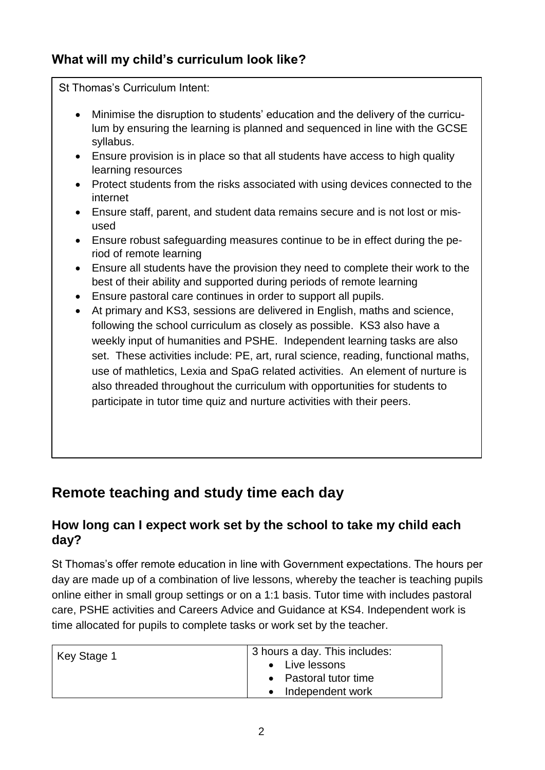### What will my child's curriculum look like?

St Thomas's Curriculum Intent:

- Minimise the disruption to students' education and the delivery of the curriculum by ensuring the learning is planned and sequenced in line with the GCSE syllabus.
- Ensure provision is in place so that all students have access to high quality learning resources
- Protect students from the risks associated with using devices connected to the internet
- Ensure staff, parent, and student data remains secure and is not lost or misused
- Ensure robust safeguarding measures continue to be in effect during the period of remote learning
- Ensure all students have the provision they need to complete their work to the best of their ability and supported during periods of remote learning
- Ensure pastoral care continues in order to support all pupils.
- At primary and KS3, sessions are delivered in English, maths and science, following the school curriculum as closely as possible. KS3 also have a weekly input of humanities and PSHE. Independent learning tasks are also set. These activities include: PE, art, rural science, reading, functional maths, use of mathletics, Lexia and SpaG related activities. An element of nurture is also threaded throughout the curriculum with opportunities for students to participate in tutor time quiz and nurture activities with their peers.

## Remote teaching and study time each day

### How long can I expect work set by the school to take my child each day?

St Thomas's offer remote education in line with Government expectations. The hours per day are made up of a combination of live lessons, whereby the teacher is teaching pupils online either in small group settings or on a 1:1 basis. Tutor time with includes pastoral care, PSHE activities and Careers Advice and Guidance at KS4. Independent work is time allocated for pupils to complete tasks or work set by the teacher.

| Key Stage 1 | 3 hours a day. This includes:<br>• Live lessons<br>• Pastoral tutor time<br>• Independent work |
|---|---|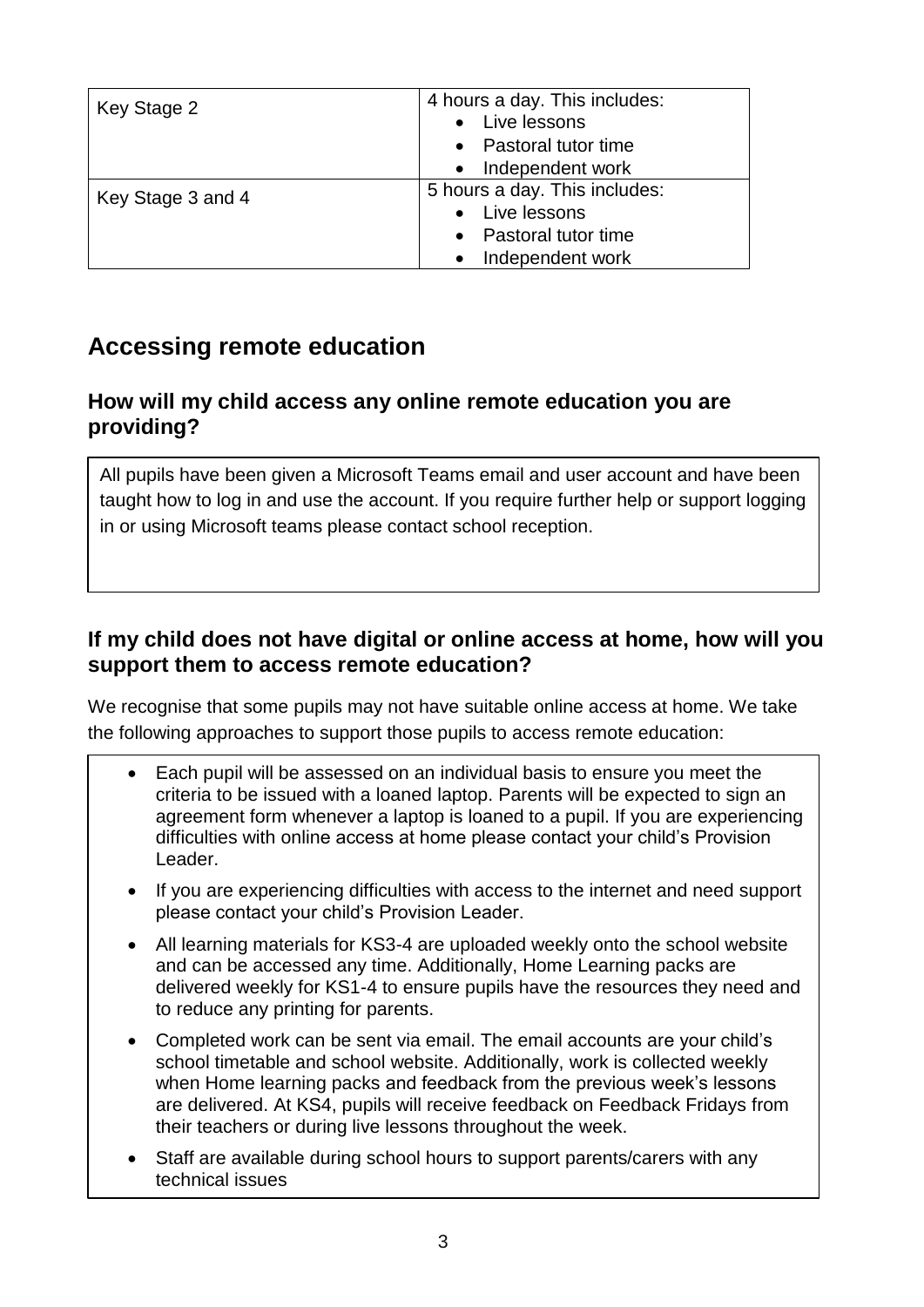| Key Stage 2 | 4 hours a day. This includes:<br>• Live lessons<br>• Pastoral tutor time<br>• Independent work |
|---|---|
| Key Stage 3 and 4 | 5 hours a day. This includes:<br>• Live lessons<br>• Pastoral tutor time<br>• Independent work |

## Accessing remote education

### How will my child access any online remote education you are providing?

All pupils have been given a Microsoft Teams email and user account and have been taught how to log in and use the account. If you require further help or support logging in or using Microsoft teams please contact school reception.

### If my child does not have digital or online access at home, how will you support them to access remote education?

We recognise that some pupils may not have suitable online access at home. We take the following approaches to support those pupils to access remote education:

- Each pupil will be assessed on an individual basis to ensure you meet the criteria to be issued with a loaned laptop. Parents will be expected to sign an agreement form whenever a laptop is loaned to a pupil. If you are experiencing difficulties with online access at home please contact your child's Provision Leader.
- If you are experiencing difficulties with access to the internet and need support please contact your child's Provision Leader.
- All learning materials for KS3-4 are uploaded weekly onto the school website and can be accessed any time. Additionally, Home Learning packs are delivered weekly for KS1-4 to ensure pupils have the resources they need and to reduce any printing for parents.
- Completed work can be sent via email. The email accounts are your child's school timetable and school website. Additionally, work is collected weekly when Home learning packs and feedback from the previous week's lessons are delivered. At KS4, pupils will receive feedback on Feedback Fridays from their teachers or during live lessons throughout the week.
- Staff are available during school hours to support parents/carers with any technical issues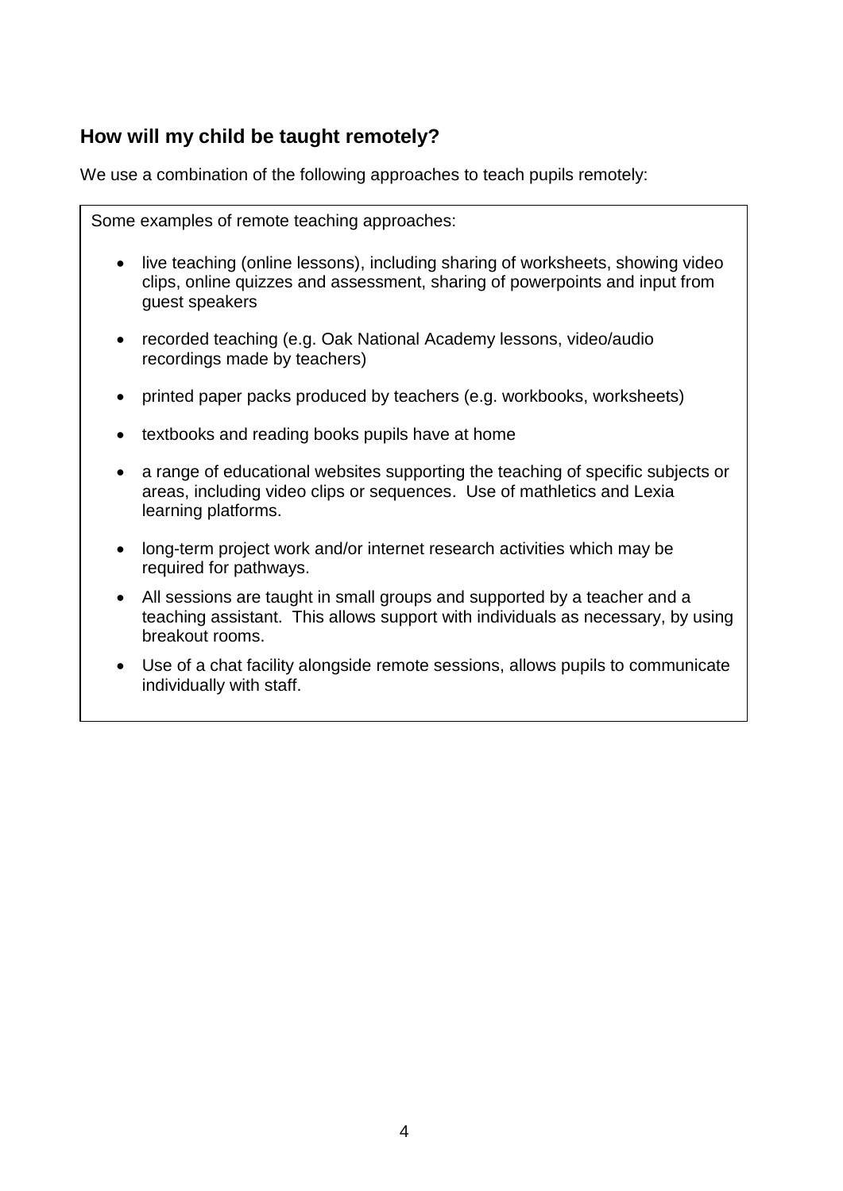## How will my child be taught remotely?

We use a combination of the following approaches to teach pupils remotely:

Some examples of remote teaching approaches:

- live teaching (online lessons), including sharing of worksheets, showing video clips, online quizzes and assessment, sharing of powerpoints and input from guest speakers
- recorded teaching (e.g. Oak National Academy lessons, video/audio recordings made by teachers)
- printed paper packs produced by teachers (e.g. workbooks, worksheets)
- textbooks and reading books pupils have at home
- a range of educational websites supporting the teaching of specific subjects or areas, including video clips or sequences. Use of mathletics and Lexia learning platforms.
- long-term project work and/or internet research activities which may be required for pathways.
- All sessions are taught in small groups and supported by a teacher and a teaching assistant. This allows support with individuals as necessary, by using breakout rooms.
- Use of a chat facility alongside remote sessions, allows pupils to communicate individually with staff.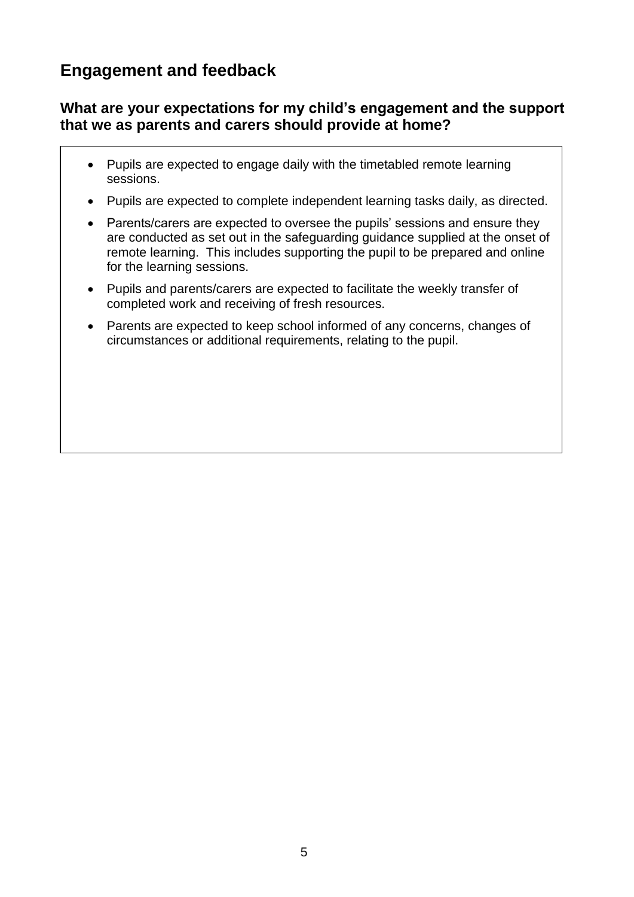## Engagement and feedback

### What are your expectations for my child's engagement and the support that we as parents and carers should provide at home?

- Pupils are expected to engage daily with the timetabled remote learning sessions.
- Pupils are expected to complete independent learning tasks daily, as directed.
- Parents/carers are expected to oversee the pupils' sessions and ensure they are conducted as set out in the safeguarding guidance supplied at the onset of remote learning. This includes supporting the pupil to be prepared and online for the learning sessions.
- Pupils and parents/carers are expected to facilitate the weekly transfer of completed work and receiving of fresh resources.
- Parents are expected to keep school informed of any concerns, changes of circumstances or additional requirements, relating to the pupil.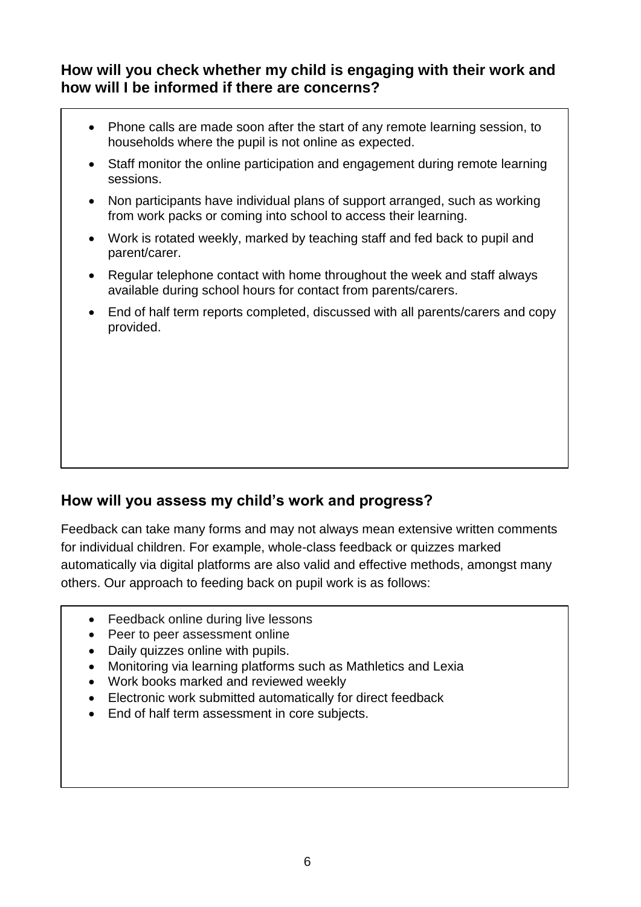## How will you check whether my child is engaging with their work and how will I be informed if there are concerns?

- Phone calls are made soon after the start of any remote learning session, to households where the pupil is not online as expected.
- Staff monitor the online participation and engagement during remote learning sessions.
- Non participants have individual plans of support arranged, such as working from work packs or coming into school to access their learning.
- Work is rotated weekly, marked by teaching staff and fed back to pupil and parent/carer.
- Regular telephone contact with home throughout the week and staff always available during school hours for contact from parents/carers.
- End of half term reports completed, discussed with all parents/carers and copy provided.

## How will you assess my child's work and progress?

Feedback can take many forms and may not always mean extensive written comments for individual children. For example, whole-class feedback or quizzes marked automatically via digital platforms are also valid and effective methods, amongst many others. Our approach to feeding back on pupil work is as follows:

- Feedback online during live lessons
- Peer to peer assessment online
- Daily quizzes online with pupils.
- Monitoring via learning platforms such as Mathletics and Lexia
- Work books marked and reviewed weekly
- Electronic work submitted automatically for direct feedback
- End of half term assessment in core subjects.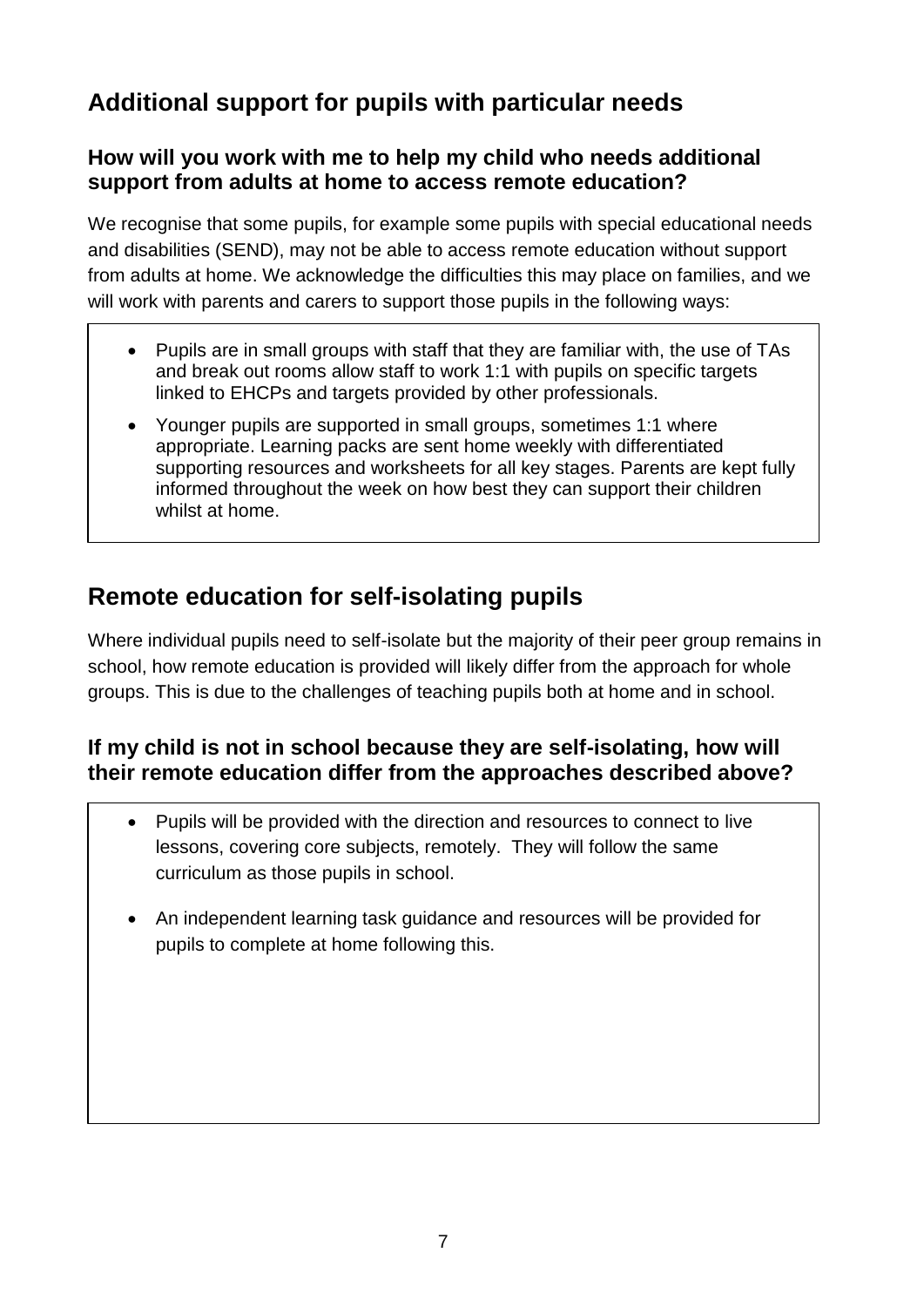## Additional support for pupils with particular needs

### How will you work with me to help my child who needs additional support from adults at home to access remote education?

We recognise that some pupils, for example some pupils with special educational needs and disabilities (SEND), may not be able to access remote education without support from adults at home. We acknowledge the difficulties this may place on families, and we will work with parents and carers to support those pupils in the following ways:

- Pupils are in small groups with staff that they are familiar with, the use of TAs and break out rooms allow staff to work 1:1 with pupils on specific targets linked to EHCPs and targets provided by other professionals.
- Younger pupils are supported in small groups, sometimes 1:1 where appropriate. Learning packs are sent home weekly with differentiated supporting resources and worksheets for all key stages. Parents are kept fully informed throughout the week on how best they can support their children whilst at home.

## Remote education for self-isolating pupils

Where individual pupils need to self-isolate but the majority of their peer group remains in school, how remote education is provided will likely differ from the approach for whole groups. This is due to the challenges of teaching pupils both at home and in school.

### If my child is not in school because they are self-isolating, how will their remote education differ from the approaches described above?

- Pupils will be provided with the direction and resources to connect to live lessons, covering core subjects, remotely. They will follow the same curriculum as those pupils in school.
- An independent learning task guidance and resources will be provided for pupils to complete at home following this.